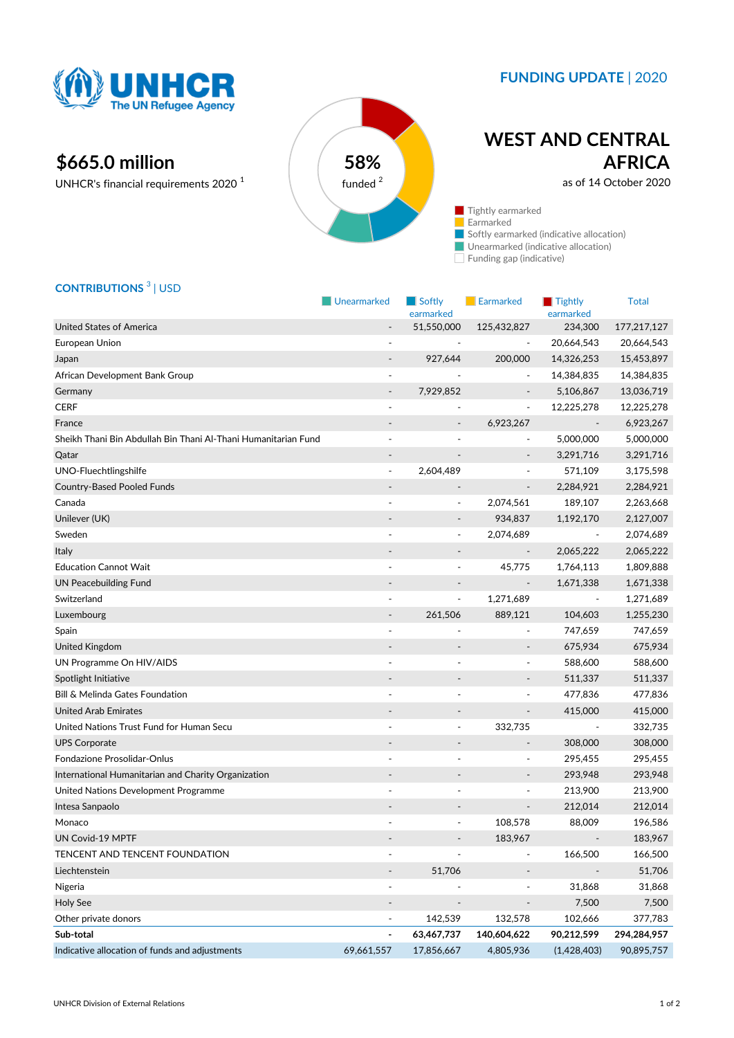UNHCR
The UN Refugee Agency

**FUNDING UPDATE** | 2020

# WEST AND CENTRAL AFRICA

as of 14 October 2020

## $665.0 million

UNHCR's financial requirements 2020 [1]

**58%** funded [2]

- Tightly earmarked
- Earmarked
- Softly earmarked (indicative allocation)
- Unearmarked (indicative allocation)
- Funding gap (indicative)

## CONTRIBUTIONS [3] | USD

| | Unearmarked | Softly earmarked | Earmarked | Tightly earmarked | Total |
|---|---|---|---|---|---|
| United States of America | - | 51,550,000 | 125,432,827 | 234,300 | 177,217,127 |
| European Union | - | - | - | 20,664,543 | 20,664,543 |
| Japan | - | 927,644 | 200,000 | 14,326,253 | 15,453,897 |
| African Development Bank Group | - | - | - | 14,384,835 | 14,384,835 |
| Germany | - | 7,929,852 | - | 5,106,867 | 13,036,719 |
| CERF | - | - | - | 12,225,278 | 12,225,278 |
| France | - | - | 6,923,267 | - | 6,923,267 |
| Sheikh Thani Bin Abdullah Bin Thani Al-Thani Humanitarian Fund | - | - | - | 5,000,000 | 5,000,000 |
| Qatar | - | - | - | 3,291,716 | 3,291,716 |
| UNO-Fluechtlingshilfe | - | 2,604,489 | - | 571,109 | 3,175,598 |
| Country-Based Pooled Funds | - | - | - | 2,284,921 | 2,284,921 |
| Canada | - | - | 2,074,561 | 189,107 | 2,263,668 |
| Unilever (UK) | - | - | 934,837 | 1,192,170 | 2,127,007 |
| Sweden | - | - | 2,074,689 | - | 2,074,689 |
| Italy | - | - | - | 2,065,222 | 2,065,222 |
| Education Cannot Wait | - | - | 45,775 | 1,764,113 | 1,809,888 |
| UN Peacebuilding Fund | - | - | - | 1,671,338 | 1,671,338 |
| Switzerland | - | - | 1,271,689 | - | 1,271,689 |
| Luxembourg | - | 261,506 | 889,121 | 104,603 | 1,255,230 |
| Spain | - | - | - | 747,659 | 747,659 |
| United Kingdom | - | - | - | 675,934 | 675,934 |
| UN Programme On HIV/AIDS | - | - | - | 588,600 | 588,600 |
| Spotlight Initiative | - | - | - | 511,337 | 511,337 |
| Bill & Melinda Gates Foundation | - | - | - | 477,836 | 477,836 |
| United Arab Emirates | - | - | - | 415,000 | 415,000 |
| United Nations Trust Fund for Human Secu | - | - | 332,735 | - | 332,735 |
| UPS Corporate | - | - | - | 308,000 | 308,000 |
| Fondazione Prosolidar-Onlus | - | - | - | 295,455 | 295,455 |
| International Humanitarian and Charity Organization | - | - | - | 293,948 | 293,948 |
| United Nations Development Programme | - | - | - | 213,900 | 213,900 |
| Intesa Sanpaolo | - | - | - | 212,014 | 212,014 |
| Monaco | - | - | 108,578 | 88,009 | 196,586 |
| UN Covid-19 MPTF | - | - | 183,967 | - | 183,967 |
| TENCENT AND TENCENT FOUNDATION | - | - | - | 166,500 | 166,500 |
| Liechtenstein | - | 51,706 | - | - | 51,706 |
| Nigeria | - | - | - | 31,868 | 31,868 |
| Holy See | - | - | - | 7,500 | 7,500 |
| Other private donors | - | 142,539 | 132,578 | 102,666 | 377,783 |
| **Sub-total** | **-** | **63,467,737** | **140,604,622** | **90,212,599** | **294,284,957** |
| Indicative allocation of funds and adjustments | 69,661,557 | 17,856,667 | 4,805,936 | (1,428,403) | 90,895,757 |

UNHCR Division of External Relations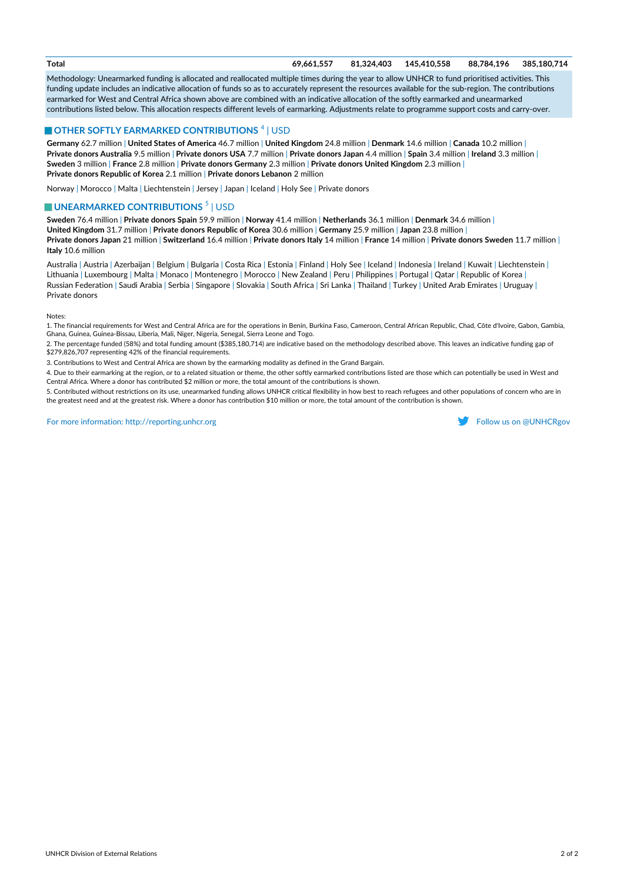| | | | | | |
|---|---|---|---|---|---|
| **Total** | **69,661,557** | **81,324,403** | **145,410,558** | **88,784,196** | **385,180,714** |

Methodology: Unearmarked funding is allocated and reallocated multiple times during the year to allow UNHCR to fund prioritised activities. This funding update includes an indicative allocation of funds so as to accurately represent the resources available for the sub-region. The contributions earmarked for West and Central Africa shown above are combined with an indicative allocation of the softly earmarked and unearmarked contributions listed below. This allocation respects different levels of earmarking. Adjustments relate to programme support costs and carry-over.

## OTHER SOFTLY EARMARKED CONTRIBUTIONS [4] | USD

**Germany** 62.7 million | **United States of America** 46.7 million | **United Kingdom** 24.8 million | **Denmark** 14.6 million | **Canada** 10.2 million | **Private donors Australia** 9.5 million | **Private donors USA** 7.7 million | **Private donors Japan** 4.4 million | **Spain** 3.4 million | **Ireland** 3.3 million | **Sweden** 3 million | **France** 2.8 million | **Private donors Germany** 2.3 million | **Private donors United Kingdom** 2.3 million | **Private donors Republic of Korea** 2.1 million | **Private donors Lebanon** 2 million

Norway | Morocco | Malta | Liechtenstein | Jersey | Japan | Iceland | Holy See | Private donors

## UNEARMARKED CONTRIBUTIONS [5] | USD

**Sweden** 76.4 million | **Private donors Spain** 59.9 million | **Norway** 41.4 million | **Netherlands** 36.1 million | **Denmark** 34.6 million | **United Kingdom** 31.7 million | **Private donors Republic of Korea** 30.6 million | **Germany** 25.9 million | **Japan** 23.8 million | **Private donors Japan** 21 million | **Switzerland** 16.4 million | **Private donors Italy** 14 million | **France** 14 million | **Private donors Sweden** 11.7 million | **Italy** 10.6 million

Australia | Austria | Azerbaijan | Belgium | Bulgaria | Costa Rica | Estonia | Finland | Holy See | Iceland | Indonesia | Ireland | Kuwait | Liechtenstein | Lithuania | Luxembourg | Malta | Monaco | Montenegro | Morocco | New Zealand | Peru | Philippines | Portugal | Qatar | Republic of Korea | Russian Federation | Saudi Arabia | Serbia | Singapore | Slovakia | South Africa | Sri Lanka | Thailand | Turkey | United Arab Emirates | Uruguay | Private donors

Notes:

1. The financial requirements for West and Central Africa are for the operations in Benin, Burkina Faso, Cameroon, Central African Republic, Chad, Côte d'Ivoire, Gabon, Gambia, Ghana, Guinea, Guinea-Bissau, Liberia, Mali, Niger, Nigeria, Senegal, Sierra Leone and Togo.
2. The percentage funded (58%) and total funding amount ($385,180,714) are indicative based on the methodology described above. This leaves an indicative funding gap of $279,826,707 representing 42% of the financial requirements.
3. Contributions to West and Central Africa are shown by the earmarking modality as defined in the Grand Bargain.
4. Due to their earmarking at the region, or to a related situation or theme, the other softly earmarked contributions listed are those which can potentially be used in West and Central Africa. Where a donor has contributed $2 million or more, the total amount of the contributions is shown.
5. Contributed without restrictions on its use, unearmarked funding allows UNHCR critical flexibility in how best to reach refugees and other populations of concern who are in the greatest need and at the greatest risk. Where a donor has contribution $10 million or more, the total amount of the contribution is shown.

For more information: http://reporting.unhcr.org

Follow us on @UNHCRgov